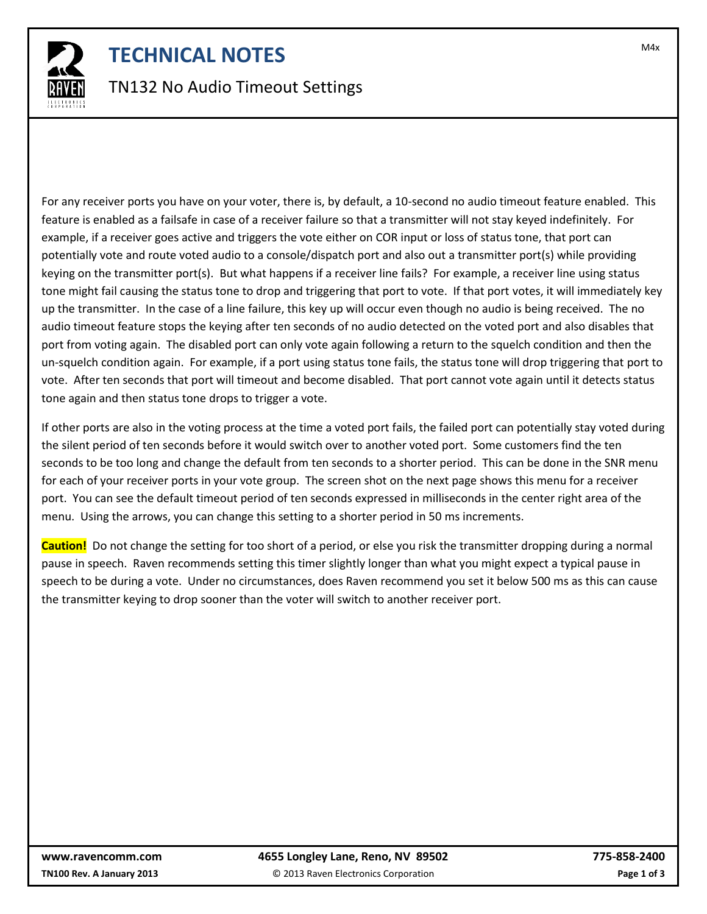# TECHNICAL NOTES

## TN132 No Audio Timeout Settings

For any receiver ports you have on your voter, there is, by default, a 10-second no audio timeout feature enabled. This feature is enabled as a failsafe in case of a receiver failure so that a transmitter will not stay keyed indefinitely. For example, if a receiver goes active and triggers the vote either on COR input or loss of status tone, that port can potentially vote and route voted audio to a console/dispatch port and also out a transmitter port(s) while providing keying on the transmitter port(s). But what happens if a receiver line fails? For example, a receiver line using status tone might fail causing the status tone to drop and triggering that port to vote. If that port votes, it will immediately key up the transmitter. In the case of a line failure, this key up will occur even though no audio is being received. The no audio timeout feature stops the keying after ten seconds of no audio detected on the voted port and also disables that port from voting again. The disabled port can only vote again following a return to the squelch condition and then the un-squelch condition again. For example, if a port using status tone fails, the status tone will drop triggering that port to vote. After ten seconds that port will timeout and become disabled. That port cannot vote again until it detects status tone again and then status tone drops to trigger a vote.

If other ports are also in the voting process at the time a voted port fails, the failed port can potentially stay voted during the silent period of ten seconds before it would switch over to another voted port. Some customers find the ten seconds to be too long and change the default from ten seconds to a shorter period. This can be done in the SNR menu for each of your receiver ports in your vote group. The screen shot on the next page shows this menu for a receiver port. You can see the default timeout period of ten seconds expressed in milliseconds in the center right area of the menu. Using the arrows, you can change this setting to a shorter period in 50 ms increments.

**Caution!** Do not change the setting for too short of a period, or else you risk the transmitter dropping during a normal pause in speech. Raven recommends setting this timer slightly longer than what you might expect a typical pause in speech to be during a vote. Under no circumstances, does Raven recommend you set it below 500 ms as this can cause the transmitter keying to drop sooner than the voter will switch to another receiver port.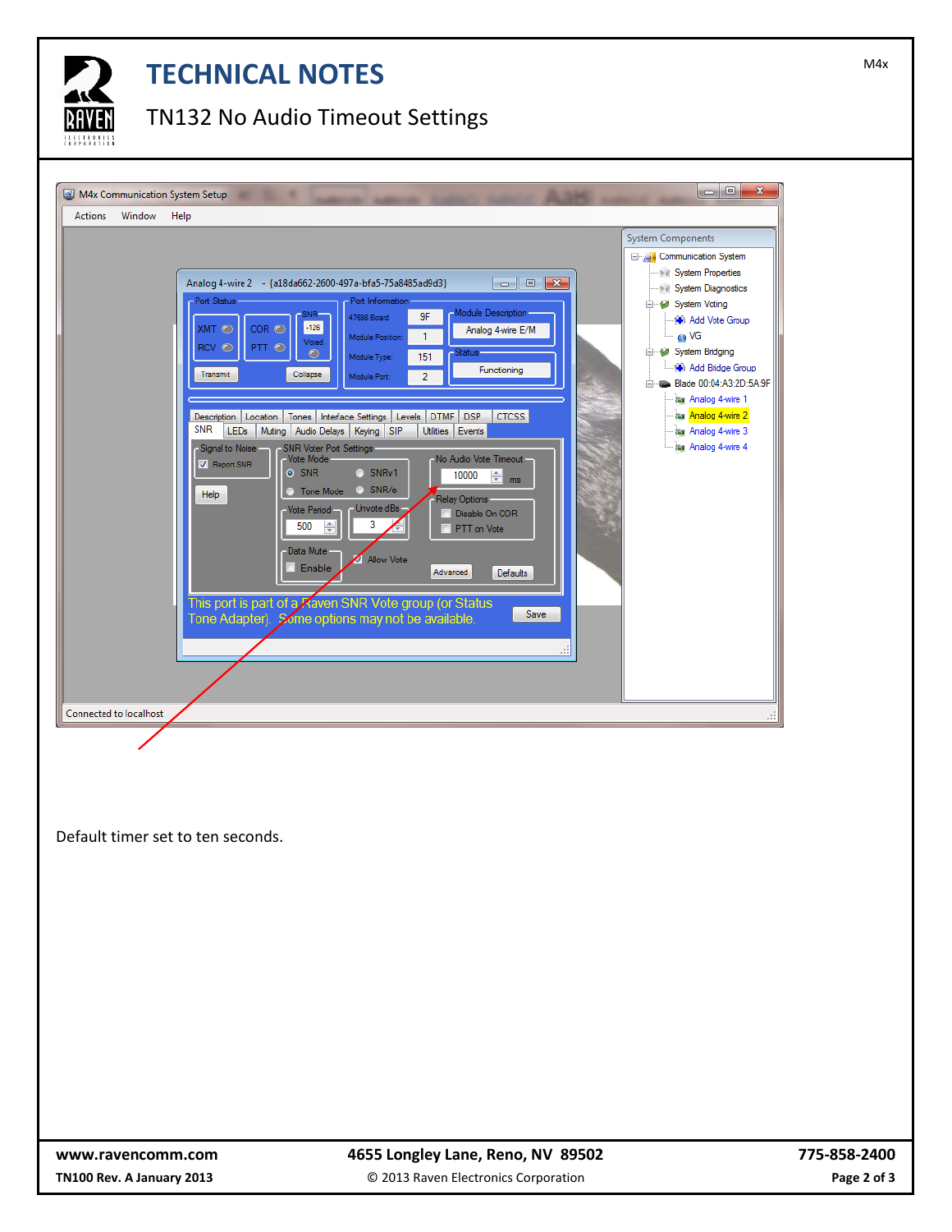# TECHNICAL NOTES

TN132 No Audio Timeout Settings

Default timer set to ten seconds.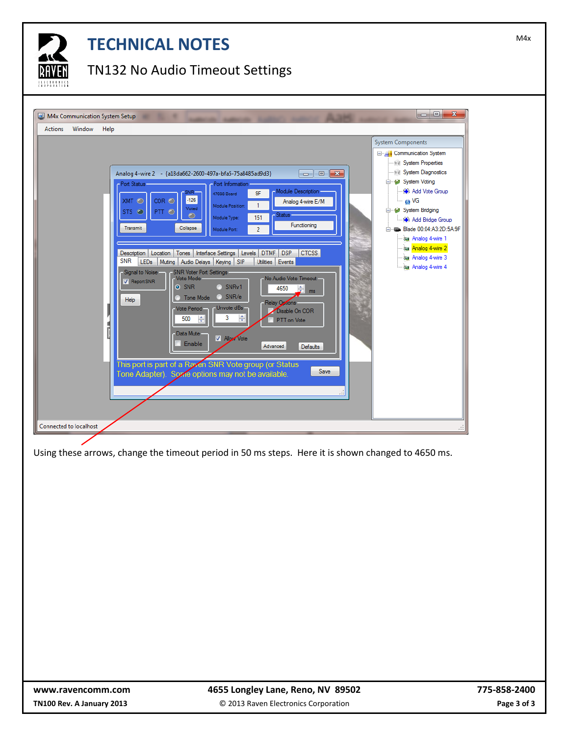Using these arrows, change the timeout period in 50 ms steps. Here it is shown changed to 4650 ms.